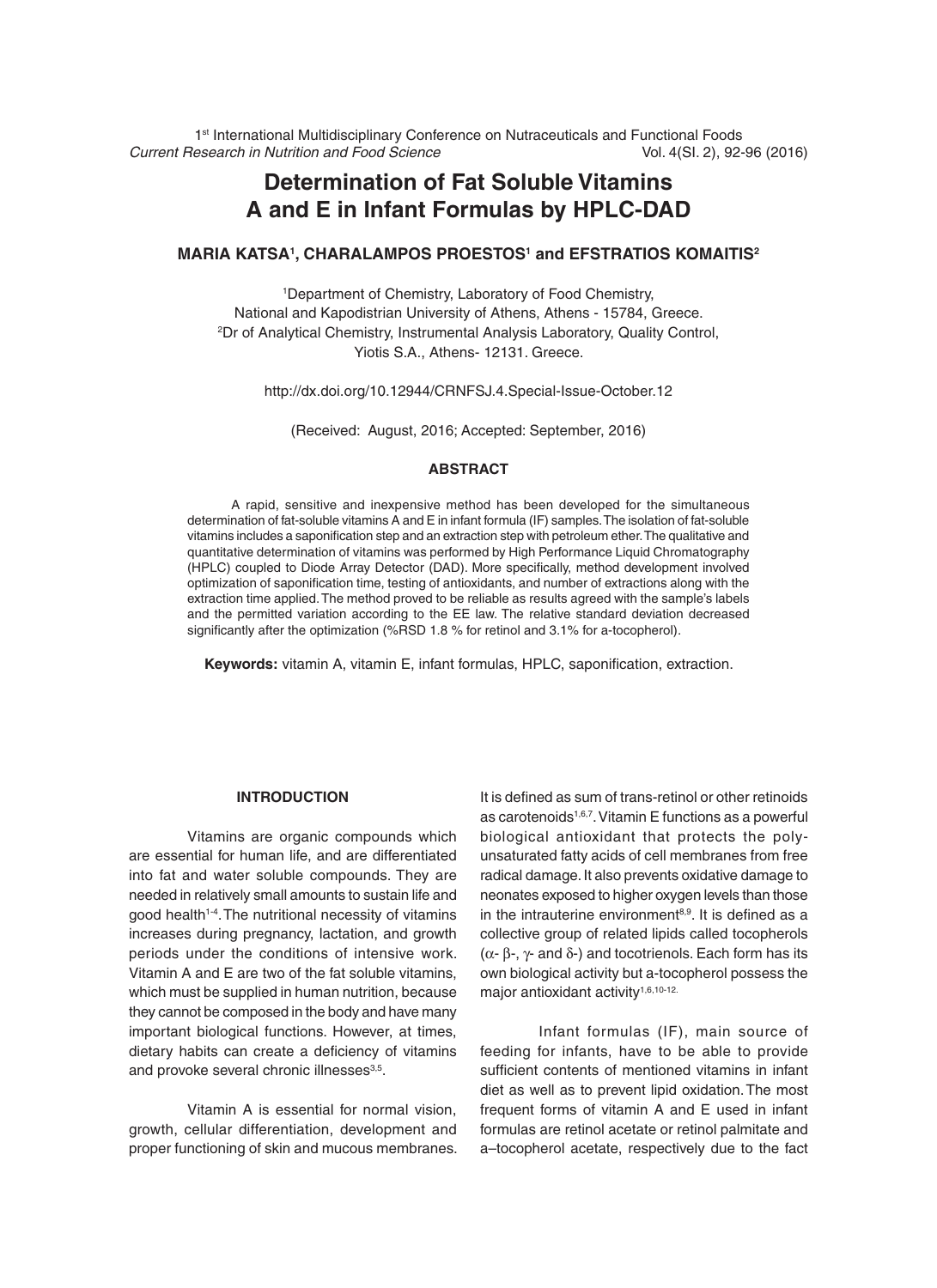# Determination of Fat Soluble Vitamins A and E in Infant Formulas by HPLC-DAD

**MARIA KATSA[1], CHARALAMPOS PROESTOS[1] and EFSTRATIOS KOMAITIS[2]**

[1]Department of Chemistry, Laboratory of Food Chemistry, National and Kapodistrian University of Athens, Athens - 15784, Greece.
[2]Dr of Analytical Chemistry, Instrumental Analysis Laboratory, Quality Control, Yiotis S.A., Athens- 12131. Greece.

http://dx.doi.org/10.12944/CRNFSJ.4.Special-Issue-October.12

(Received: August, 2016; Accepted: September, 2016)

## ABSTRACT

A rapid, sensitive and inexpensive method has been developed for the simultaneous determination of fat-soluble vitamins A and E in infant formula (IF) samples. The isolation of fat-soluble vitamins includes a saponification step and an extraction step with petroleum ether. The qualitative and quantitative determination of vitamins was performed by High Performance Liquid Chromatography (HPLC) coupled to Diode Array Detector (DAD). More specifically, method development involved optimization of saponification time, testing of antioxidants, and number of extractions along with the extraction time applied. The method proved to be reliable as results agreed with the sample's labels and the permitted variation according to the EE law. The relative standard deviation decreased significantly after the optimization (%RSD 1.8 % for retinol and 3.1% for a-tocopherol).

**Keywords:** vitamin A, vitamin E, infant formulas, HPLC, saponification, extraction.

## INTRODUCTION

Vitamins are organic compounds which are essential for human life, and are differentiated into fat and water soluble compounds. They are needed in relatively small amounts to sustain life and good health[1-4]. The nutritional necessity of vitamins increases during pregnancy, lactation, and growth periods under the conditions of intensive work. Vitamin A and E are two of the fat soluble vitamins, which must be supplied in human nutrition, because they cannot be composed in the body and have many important biological functions. However, at times, dietary habits can create a deficiency of vitamins and provoke several chronic illnesses[3,5].

Vitamin A is essential for normal vision, growth, cellular differentiation, development and proper functioning of skin and mucous membranes. It is defined as sum of trans-retinol or other retinoids as carotenoids[1,6,7]. Vitamin E functions as a powerful biological antioxidant that protects the poly-unsaturated fatty acids of cell membranes from free radical damage. It also prevents oxidative damage to neonates exposed to higher oxygen levels than those in the intrauterine environment[8,9]. It is defined as a collective group of related lipids called tocopherols ($\alpha$- $\beta$-, $\gamma$- and $\delta$-) and tocotrienols. Each form has its own biological activity but a-tocopherol possess the major antioxidant activity[1,6,10-12].

Infant formulas (IF), main source of feeding for infants, have to be able to provide sufficient contents of mentioned vitamins in infant diet as well as to prevent lipid oxidation. The most frequent forms of vitamin A and E used in infant formulas are retinol acetate or retinol palmitate and a–tocopherol acetate, respectively due to the fact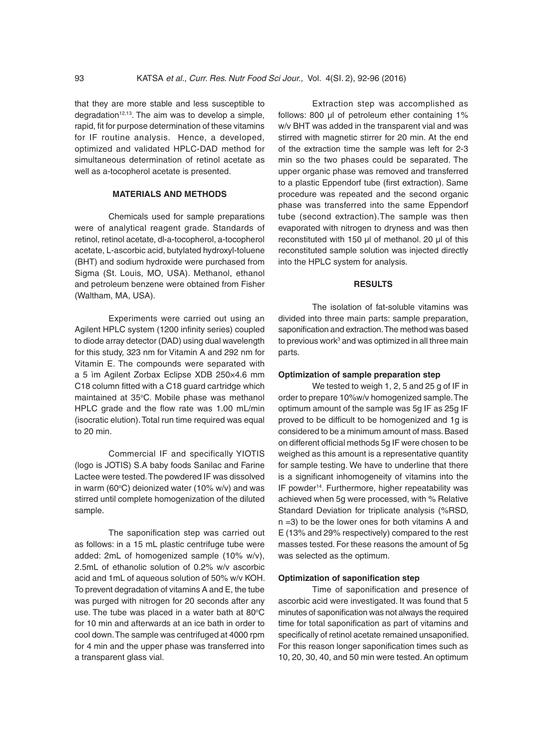that they are more stable and less susceptible to degradation[12,13]. The aim was to develop a simple, rapid, fit for purpose determination of these vitamins for IF routine analysis. Hence, a developed, optimized and validated HPLC-DAD method for simultaneous determination of retinol acetate as well as a-tocopherol acetate is presented.

## MATERIALS AND METHODS

Chemicals used for sample preparations were of analytical reagent grade. Standards of retinol, retinol acetate, dl-a-tocopherol, a-tocopherol acetate, L-ascorbic acid, butylated hydroxyl-toluene (BHT) and sodium hydroxide were purchased from Sigma (St. Louis, MO, USA). Methanol, ethanol and petroleum benzene were obtained from Fisher (Waltham, MA, USA).

Experiments were carried out using an Agilent HPLC system (1200 infinity series) coupled to diode array detector (DAD) using dual wavelength for this study, 323 nm for Vitamin A and 292 nm for Vitamin E. The compounds were separated with a 5 ìm Agilent Zorbax Eclipse XDB 250×4.6 mm C18 column fitted with a C18 guard cartridge which maintained at 35°C. Mobile phase was methanol HPLC grade and the flow rate was 1.00 mL/min (isocratic elution). Total run time required was equal to 20 min.

Commercial IF and specifically YIOTIS (logo is JOTIS) S.A baby foods Sanilac and Farine Lactee were tested. The powdered IF was dissolved in warm (60°C) deionized water (10% w/v) and was stirred until complete homogenization of the diluted sample.

The saponification step was carried out as follows: in a 15 mL plastic centrifuge tube were added: 2mL of homogenized sample (10% w/v), 2.5mL of ethanolic solution of 0.2% w/v ascorbic acid and 1mL of aqueous solution of 50% w/v KOH. To prevent degradation of vitamins A and E, the tube was purged with nitrogen for 20 seconds after any use. The tube was placed in a water bath at 80°C for 10 min and afterwards at an ice bath in order to cool down. The sample was centrifuged at 4000 rpm for 4 min and the upper phase was transferred into a transparent glass vial.

Extraction step was accomplished as follows: 800 μl of petroleum ether containing 1% w/v BHT was added in the transparent vial and was stirred with magnetic stirrer for 20 min. At the end of the extraction time the sample was left for 2-3 min so the two phases could be separated. The upper organic phase was removed and transferred to a plastic Eppendorf tube (first extraction). Same procedure was repeated and the second organic phase was transferred into the same Eppendorf tube (second extraction). The sample was then evaporated with nitrogen to dryness and was then reconstituted with 150 μl of methanol. 20 μl of this reconstituted sample solution was injected directly into the HPLC system for analysis.

## RESULTS

The isolation of fat-soluble vitamins was divided into three main parts: sample preparation, saponification and extraction. The method was based to previous work[3] and was optimized in all three main parts.

### Optimization of sample preparation step

We tested to weigh 1, 2, 5 and 25 g of IF in order to prepare 10%w/v homogenized sample. The optimum amount of the sample was 5g IF as 25g IF proved to be difficult to be homogenized and 1g is considered to be a minimum amount of mass. Based on different official methods 5g IF were chosen to be weighed as this amount is a representative quantity for sample testing. We have to underline that there is a significant inhomogeneity of vitamins into the IF powder[14]. Furthermore, higher repeatability was achieved when 5g were processed, with % Relative Standard Deviation for triplicate analysis (%RSD, n =3) to be the lower ones for both vitamins A and E (13% and 29% respectively) compared to the rest masses tested. For these reasons the amount of 5g was selected as the optimum.

### Optimization of saponification step

Time of saponification and presence of ascorbic acid were investigated. It was found that 5 minutes of saponification was not always the required time for total saponification as part of vitamins and specifically of retinol acetate remained unsaponified. For this reason longer saponification times such as 10, 20, 30, 40, and 50 min were tested. An optimum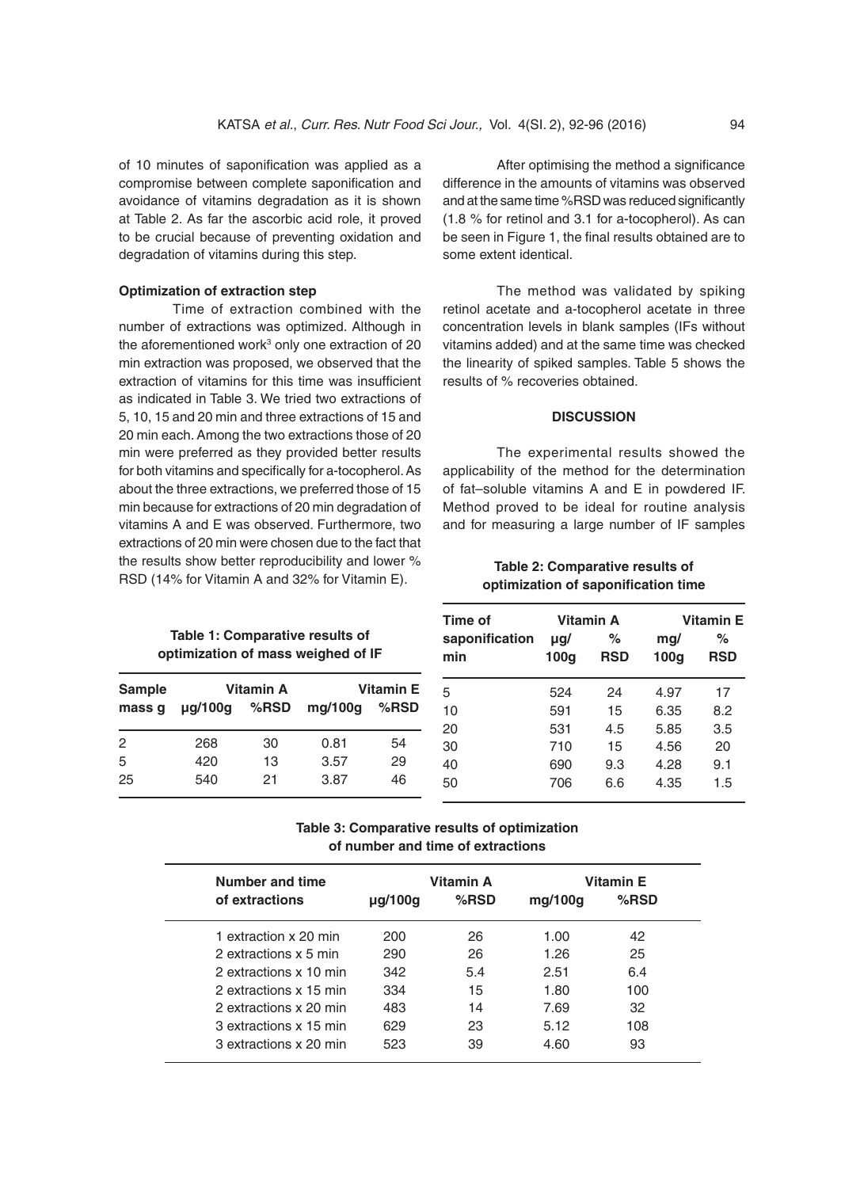of 10 minutes of saponification was applied as a compromise between complete saponification and avoidance of vitamins degradation as it is shown at Table 2. As far the ascorbic acid role, it proved to be crucial because of preventing oxidation and degradation of vitamins during this step.

### Optimization of extraction step

Time of extraction combined with the number of extractions was optimized. Although in the aforementioned work[3] only one extraction of 20 min extraction was proposed, we observed that the extraction of vitamins for this time was insufficient as indicated in Table 3. We tried two extractions of 5, 10, 15 and 20 min and three extractions of 15 and 20 min each. Among the two extractions those of 20 min were preferred as they provided better results for both vitamins and specifically for a-tocopherol. As about the three extractions, we preferred those of 15 min because for extractions of 20 min degradation of vitamins A and E was observed. Furthermore, two extractions of 20 min were chosen due to the fact that the results show better reproducibility and lower % RSD (14% for Vitamin A and 32% for Vitamin E).

After optimising the method a significance difference in the amounts of vitamins was observed and at the same time %RSD was reduced significantly (1.8 % for retinol and 3.1 for a-tocopherol). As can be seen in Figure 1, the final results obtained are to some extent identical.

The method was validated by spiking retinol acetate and a-tocopherol acetate in three concentration levels in blank samples (IFs without vitamins added) and at the same time was checked the linearity of spiked samples. Table 5 shows the results of % recoveries obtained.

## DISCUSSION

The experimental results showed the applicability of the method for the determination of fat–soluble vitamins A and E in powdered IF. Method proved to be ideal for routine analysis and for measuring a large number of IF samples

**Table 1: Comparative results of optimization of mass weighed of IF**

| Sample mass g | Vitamin A µg/100g | Vitamin A %RSD | Vitamin E mg/100g | Vitamin E %RSD |
|---|---|---|---|---|
| 2 | 268 | 30 | 0.81 | 54 |
| 5 | 420 | 13 | 3.57 | 29 |
| 25 | 540 | 21 | 3.87 | 46 |

**Table 2: Comparative results of optimization of saponification time**

| Time of saponification min | Vitamin A µg/100g | Vitamin A % RSD | Vitamin E mg/100g | Vitamin E % RSD |
|---|---|---|---|---|
| 5 | 524 | 24 | 4.97 | 17 |
| 10 | 591 | 15 | 6.35 | 8.2 |
| 20 | 531 | 4.5 | 5.85 | 3.5 |
| 30 | 710 | 15 | 4.56 | 20 |
| 40 | 690 | 9.3 | 4.28 | 9.1 |
| 50 | 706 | 6.6 | 4.35 | 1.5 |

**Table 3: Comparative results of optimization of number and time of extractions**

| Number and time of extractions | Vitamin A µg/100g | Vitamin A %RSD | Vitamin E mg/100g | Vitamin E %RSD |
|---|---|---|---|---|
| 1 extraction x 20 min | 200 | 26 | 1.00 | 42 |
| 2 extractions x 5 min | 290 | 26 | 1.26 | 25 |
| 2 extractions x 10 min | 342 | 5.4 | 2.51 | 6.4 |
| 2 extractions x 15 min | 334 | 15 | 1.80 | 100 |
| 2 extractions x 20 min | 483 | 14 | 7.69 | 32 |
| 3 extractions x 15 min | 629 | 23 | 5.12 | 108 |
| 3 extractions x 20 min | 523 | 39 | 4.60 | 93 |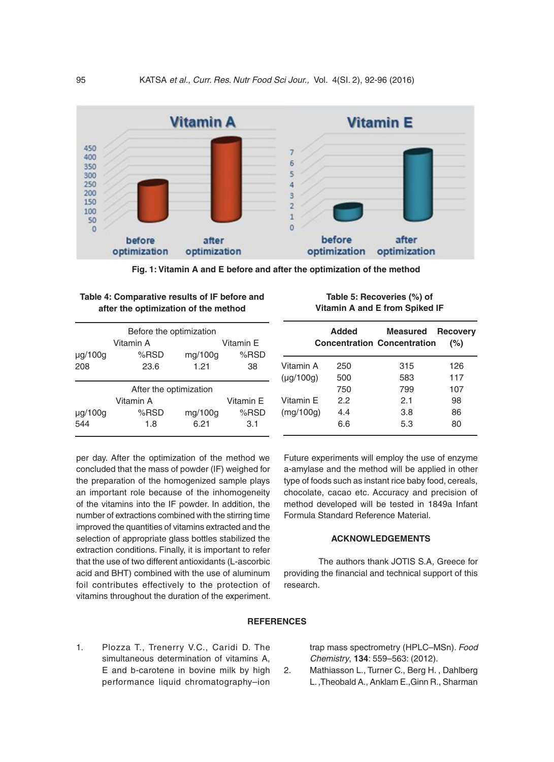Fig. 1: Vitamin A and E before and after the optimization of the method

**Table 4: Comparative results of IF before and after the optimization of the method**

| Before the optimization | | | |
|---|---|---|---|
| Vitamin A | | Vitamin E | |
| μg/100g | %RSD | mg/100g | %RSD |
| 208 | 23.6 | 1.21 | 38 |
| **After the optimization** | | | |
| Vitamin A | | Vitamin E | |
| μg/100g | %RSD | mg/100g | %RSD |
| 544 | 1.8 | 6.21 | 3.1 |

**Table 5: Recoveries (%) of Vitamin A and E from Spiked IF**

| | Added Concentration | Measured Concentration | Recovery (%) |
|---|---|---|---|
| Vitamin A (μg/100g) | 250 | 315 | 126 |
| | 500 | 583 | 117 |
| | 750 | 799 | 107 |
| Vitamin E (mg/100g) | 2.2 | 2.1 | 98 |
| | 4.4 | 3.8 | 86 |
| | 6.6 | 5.3 | 80 |

per day. After the optimization of the method we concluded that the mass of powder (IF) weighed for the preparation of the homogenized sample plays an important role because of the inhomogeneity of the vitamins into the IF powder. In addition, the number of extractions combined with the stirring time improved the quantities of vitamins extracted and the selection of appropriate glass bottles stabilized the extraction conditions. Finally, it is important to refer that the use of two different antioxidants (L-ascorbic acid and BHT) combined with the use of aluminum foil contributes effectively to the protection of vitamins throughout the duration of the experiment. Future experiments will employ the use of enzyme a-amylase and the method will be applied in other type of foods such as instant rice baby food, cereals, chocolate, cacao etc. Accuracy and precision of method developed will be tested in 1849a Infant Formula Standard Reference Material.

## ACKNOWLEDGEMENTS

The authors thank JOTIS S.A, Greece for providing the financial and technical support of this research.

## REFERENCES

1. Plozza T., Trenerry V.C., Caridi D. The simultaneous determination of vitamins A, E and b-carotene in bovine milk by high performance liquid chromatography–ion trap mass spectrometry (HPLC–MSn). *Food Chemistry*, **134**: 559–563: (2012).
2. Mathiasson L., Turner C., Berg H. , Dahlberg L. ,Theobald A., Anklam E.,Ginn R., Sharman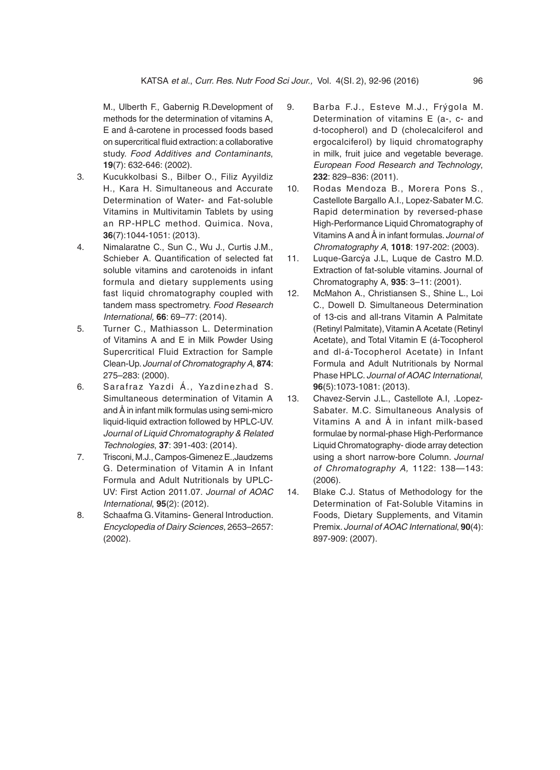M., Ulberth F., Gabernig R.Development of methods for the determination of vitamins A, E and â-carotene in processed foods based on supercritical fluid extraction: a collaborative study. *Food Additives and Contaminants*, **19**(7): 632-646: (2002).

3. Kucukkolbasi S., Bilber O., Filiz Ayyildiz H., Kara H. Simultaneous and Accurate Determination of Water- and Fat-soluble Vitamins in Multivitamin Tablets by using an RP-HPLC method. Quimica. Nova, **36**(7):1044-1051: (2013).
4. Nimalaratne C., Sun C., Wu J., Curtis J.M., Schieber A. Quantification of selected fat soluble vitamins and carotenoids in infant formula and dietary supplements using fast liquid chromatography coupled with tandem mass spectrometry. *Food Research International,* **66**: 69–77: (2014).
5. Turner C., Mathiasson L. Determination of Vitamins A and E in Milk Powder Using Supercritical Fluid Extraction for Sample Clean-Up. *Journal of Chromatography A*, **874**: 275–283: (2000).
6. Sarafraz Yazdi Á., Yazdinezhad S. Simultaneous determination of Vitamin A and Å in infant milk formulas using semi-micro liquid-liquid extraction followed by HPLC-UV. *Journal of Liquid Chromatography & Related Technologies*, **37**: 391-403: (2014).
7. Trisconi, M.J., Campos-Gimenez E.,Jaudzems G. Determination of Vitamin A in Infant Formula and Adult Nutritionals by UPLC-UV: First Action 2011.07. *Journal of AOAC International*, **95**(2): (2012).
8. Schaafma G. Vitamins- General Introduction. *Encyclopedia of Dairy Sciences*, 2653–2657: (2002).
9. Barba F.J., Esteve M.J., Frýgola M. Determination of vitamins E (a-, c- and d-tocopherol) and D (cholecalciferol and ergocalciferol) by liquid chromatography in milk, fruit juice and vegetable beverage. *European Food Research and Technology*, **232**: 829–836: (2011).
10. Rodas Mendoza B., Morera Pons S., Castellote Bargallo A.I., Lopez-Sabater M.C. Rapid determination by reversed-phase High-Performance Liquid Chromatography of Vitamins A and Å in infant formulas. *Journal of Chromatography A*, **1018**: 197-202: (2003).
11. Luque-Garcýa J.L, Luque de Castro M.D. Extraction of fat-soluble vitamins. Journal of Chromatography A, **935**: 3–11: (2001).
12. McMahon A., Christiansen S., Shine L., Loi C., Dowell D. Simultaneous Determination of 13-cis and all-trans Vitamin A Palmitate (Retinyl Palmitate), Vitamin A Acetate (Retinyl Acetate), and Total Vitamin E (á-Tocopherol and dl-á-Tocopherol Acetate) in Infant Formula and Adult Nutritionals by Normal Phase HPLC. *Journal of AOAC International*, **96**(5):1073-1081: (2013).
13. Chavez-Servin J.L., Castellote A.I, .Lopez-Sabater. M.C. Simultaneous Analysis of Vitamins A and Å in infant milk-based formulae by normal-phase High-Performance Liquid Chromatography- diode array detection using a short narrow-bore Column. *Journal of Chromatography A,* 1122: 138—143: (2006).
14. Blake C.J. Status of Methodology for the Determination of Fat-Soluble Vitamins in Foods, Dietary Supplements, and Vitamin Premix. *Journal of AOAC International*, **90**(4): 897-909: (2007).